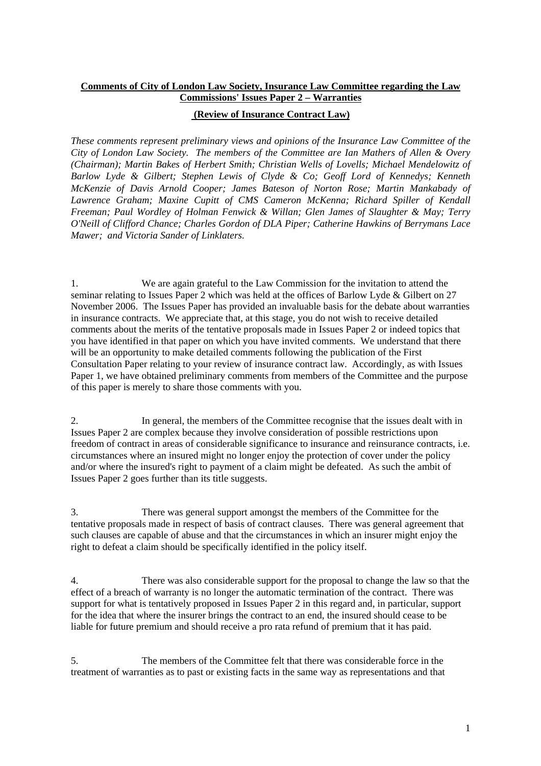**Comments of City of London Law Society, Insurance Law Committee regarding the Law Commissions' Issues Paper 2 – Warranties**

**(Review of Insurance Contract Law)**

*These comments represent preliminary views and opinions of the Insurance Law Committee of the City of London Law Society. The members of the Committee are Ian Mathers of Allen & Overy (Chairman); Martin Bakes of Herbert Smith; Christian Wells of Lovells; Michael Mendelowitz of Barlow Lyde & Gilbert; Stephen Lewis of Clyde & Co; Geoff Lord of Kennedys; Kenneth McKenzie of Davis Arnold Cooper; James Bateson of Norton Rose; Martin Mankabady of Lawrence Graham; Maxine Cupitt of CMS Cameron McKenna; Richard Spiller of Kendall Freeman; Paul Wordley of Holman Fenwick & Willan; Glen James of Slaughter & May; Terry O'Neill of Clifford Chance; Charles Gordon of DLA Piper; Catherine Hawkins of Berrymans Lace Mawer; and Victoria Sander of Linklaters.*

1. We are again grateful to the Law Commission for the invitation to attend the seminar relating to Issues Paper 2 which was held at the offices of Barlow Lyde & Gilbert on 27 November 2006. The Issues Paper has provided an invaluable basis for the debate about warranties in insurance contracts. We appreciate that, at this stage, you do not wish to receive detailed comments about the merits of the tentative proposals made in Issues Paper 2 or indeed topics that you have identified in that paper on which you have invited comments. We understand that there will be an opportunity to make detailed comments following the publication of the First Consultation Paper relating to your review of insurance contract law. Accordingly, as with Issues Paper 1, we have obtained preliminary comments from members of the Committee and the purpose of this paper is merely to share those comments with you.

2. In general, the members of the Committee recognise that the issues dealt with in Issues Paper 2 are complex because they involve consideration of possible restrictions upon freedom of contract in areas of considerable significance to insurance and reinsurance contracts, i.e. circumstances where an insured might no longer enjoy the protection of cover under the policy and/or where the insured's right to payment of a claim might be defeated. As such the ambit of Issues Paper 2 goes further than its title suggests.

3. There was general support amongst the members of the Committee for the tentative proposals made in respect of basis of contract clauses. There was general agreement that such clauses are capable of abuse and that the circumstances in which an insurer might enjoy the right to defeat a claim should be specifically identified in the policy itself.

4. There was also considerable support for the proposal to change the law so that the effect of a breach of warranty is no longer the automatic termination of the contract. There was support for what is tentatively proposed in Issues Paper 2 in this regard and, in particular, support for the idea that where the insurer brings the contract to an end, the insured should cease to be liable for future premium and should receive a pro rata refund of premium that it has paid.

5. The members of the Committee felt that there was considerable force in the treatment of warranties as to past or existing facts in the same way as representations and that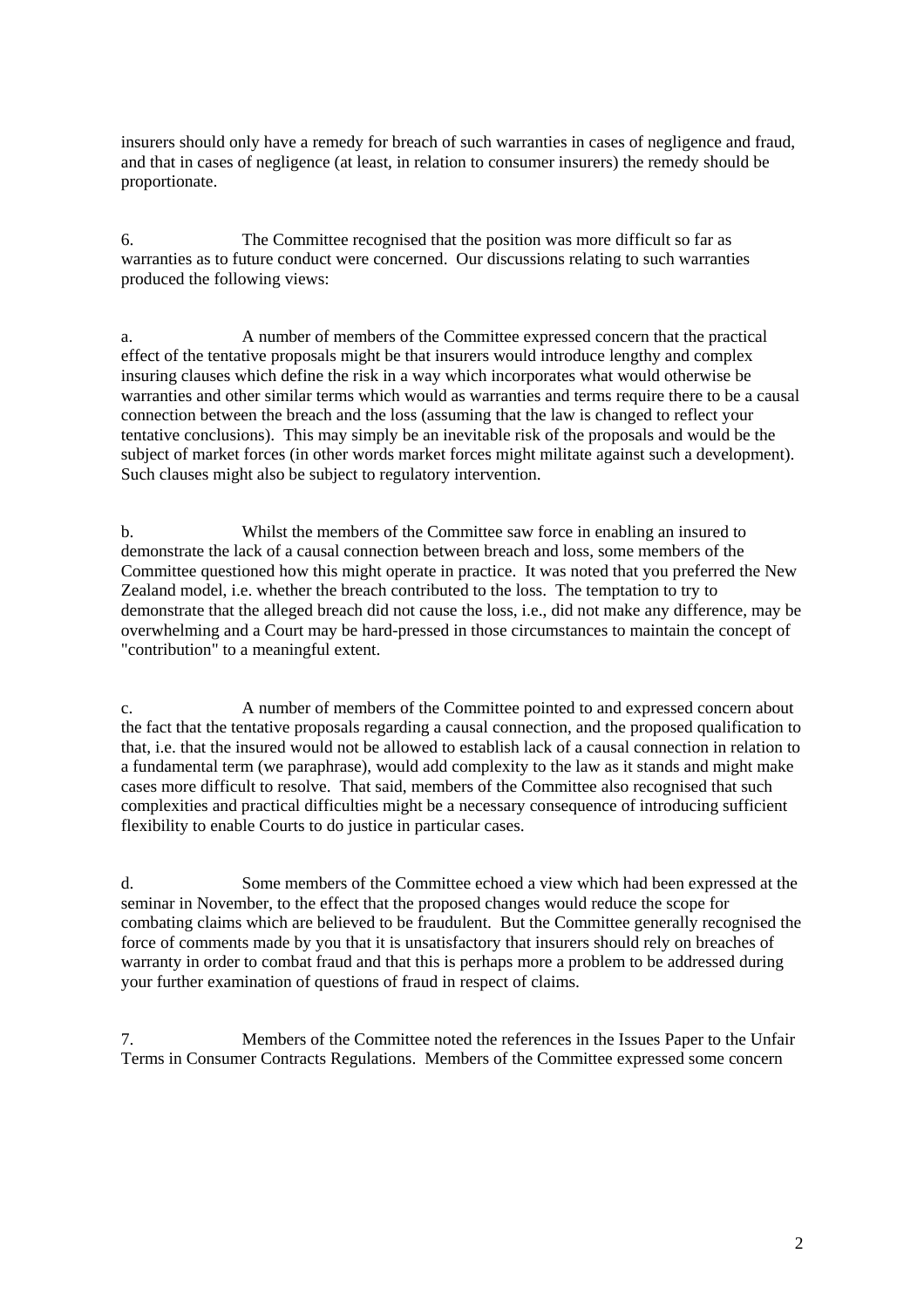insurers should only have a remedy for breach of such warranties in cases of negligence and fraud, and that in cases of negligence (at least, in relation to consumer insurers) the remedy should be proportionate.

6. The Committee recognised that the position was more difficult so far as warranties as to future conduct were concerned. Our discussions relating to such warranties produced the following views:

a. A number of members of the Committee expressed concern that the practical effect of the tentative proposals might be that insurers would introduce lengthy and complex insuring clauses which define the risk in a way which incorporates what would otherwise be warranties and other similar terms which would as warranties and terms require there to be a causal connection between the breach and the loss (assuming that the law is changed to reflect your tentative conclusions). This may simply be an inevitable risk of the proposals and would be the subject of market forces (in other words market forces might militate against such a development). Such clauses might also be subject to regulatory intervention.

b. Whilst the members of the Committee saw force in enabling an insured to demonstrate the lack of a causal connection between breach and loss, some members of the Committee questioned how this might operate in practice. It was noted that you preferred the New Zealand model, i.e. whether the breach contributed to the loss. The temptation to try to demonstrate that the alleged breach did not cause the loss, i.e., did not make any difference, may be overwhelming and a Court may be hard-pressed in those circumstances to maintain the concept of "contribution" to a meaningful extent.

c. A number of members of the Committee pointed to and expressed concern about the fact that the tentative proposals regarding a causal connection, and the proposed qualification to that, i.e. that the insured would not be allowed to establish lack of a causal connection in relation to a fundamental term (we paraphrase), would add complexity to the law as it stands and might make cases more difficult to resolve. That said, members of the Committee also recognised that such complexities and practical difficulties might be a necessary consequence of introducing sufficient flexibility to enable Courts to do justice in particular cases.

d. Some members of the Committee echoed a view which had been expressed at the seminar in November, to the effect that the proposed changes would reduce the scope for combating claims which are believed to be fraudulent. But the Committee generally recognised the force of comments made by you that it is unsatisfactory that insurers should rely on breaches of warranty in order to combat fraud and that this is perhaps more a problem to be addressed during your further examination of questions of fraud in respect of claims.

7. Members of the Committee noted the references in the Issues Paper to the Unfair Terms in Consumer Contracts Regulations. Members of the Committee expressed some concern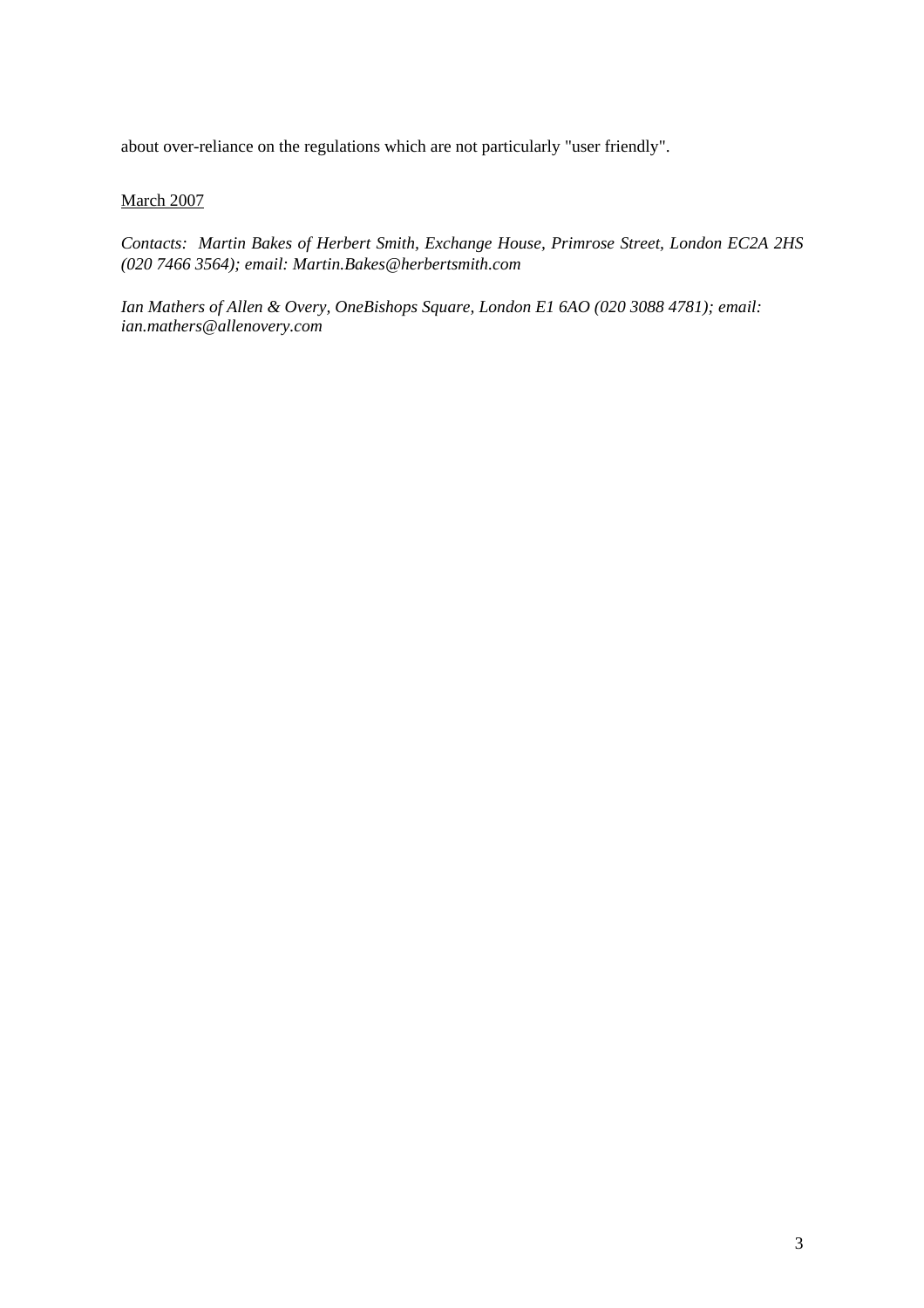about over-reliance on the regulations which are not particularly "user friendly".

March 2007

*Contacts: Martin Bakes of Herbert Smith, Exchange House, Primrose Street, London EC2A 2HS (020 7466 3564); email: Martin.Bakes@herbertsmith.com*

*Ian Mathers of Allen & Overy, OneBishops Square, London E1 6AO (020 3088 4781); email: ian.mathers@allenovery.com*